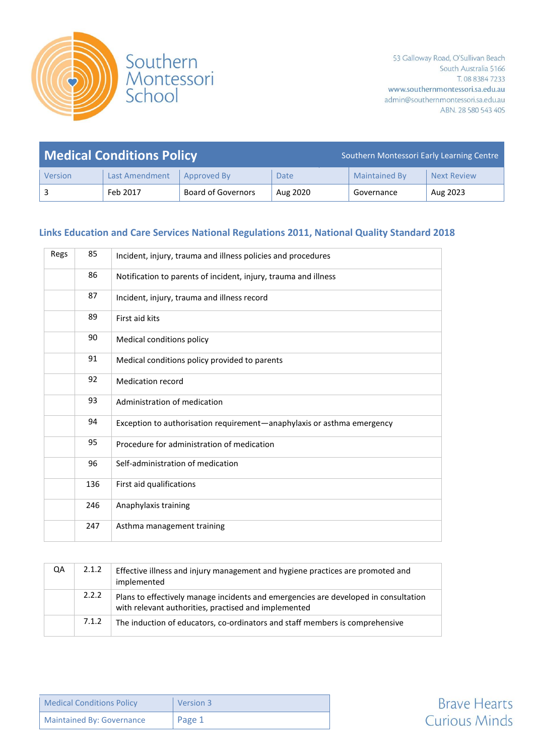Southern Montessori School

53 Galloway Road, O'Sullivan Beach
South Australia 5166
T. 08 8384 7233
www.southernmontessori.sa.edu.au
admin@southernmontessori.sa.edu.au
ABN. 28 580 543 405

# Medical Conditions Policy

Southern Montessori Early Learning Centre

| Version | Last Amendment | Approved By | Date | Maintained By | Next Review |
|---|---|---|---|---|---|
| 3 | Feb 2017 | Board of Governors | Aug 2020 | Governance | Aug 2023 |

## Links Education and Care Services National Regulations 2011, National Quality Standard 2018

| Regs | 85 | Incident, injury, trauma and illness policies and procedures |
|---|---|---|
| | 86 | Notification to parents of incident, injury, trauma and illness |
| | 87 | Incident, injury, trauma and illness record |
| | 89 | First aid kits |
| | 90 | Medical conditions policy |
| | 91 | Medical conditions policy provided to parents |
| | 92 | Medication record |
| | 93 | Administration of medication |
| | 94 | Exception to authorisation requirement—anaphylaxis or asthma emergency |
| | 95 | Procedure for administration of medication |
| | 96 | Self-administration of medication |
| | 136 | First aid qualifications |
| | 246 | Anaphylaxis training |
| | 247 | Asthma management training |

| QA | 2.1.2 | Effective illness and injury management and hygiene practices are promoted and implemented |
|---|---|---|
| | 2.2.2 | Plans to effectively manage incidents and emergencies are developed in consultation with relevant authorities, practised and implemented |
| | 7.1.2 | The induction of educators, co-ordinators and staff members is comprehensive |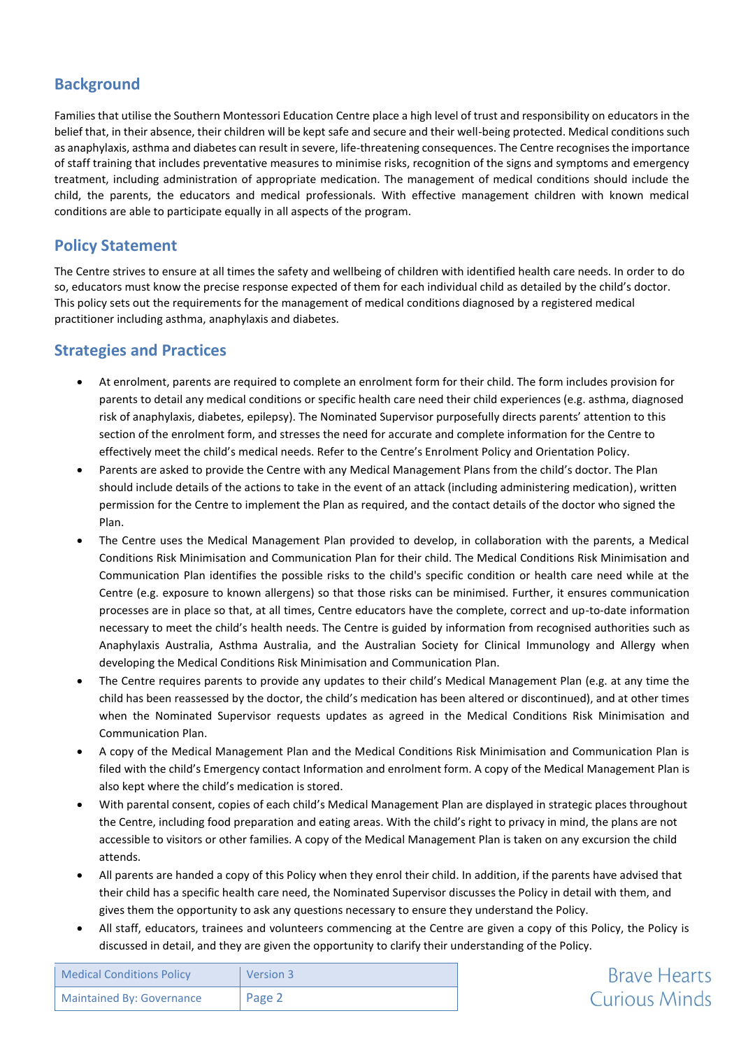## Background

Families that utilise the Southern Montessori Education Centre place a high level of trust and responsibility on educators in the belief that, in their absence, their children will be kept safe and secure and their well-being protected. Medical conditions such as anaphylaxis, asthma and diabetes can result in severe, life-threatening consequences. The Centre recognises the importance of staff training that includes preventative measures to minimise risks, recognition of the signs and symptoms and emergency treatment, including administration of appropriate medication. The management of medical conditions should include the child, the parents, the educators and medical professionals. With effective management children with known medical conditions are able to participate equally in all aspects of the program.

## Policy Statement

The Centre strives to ensure at all times the safety and wellbeing of children with identified health care needs. In order to do so, educators must know the precise response expected of them for each individual child as detailed by the child's doctor. This policy sets out the requirements for the management of medical conditions diagnosed by a registered medical practitioner including asthma, anaphylaxis and diabetes.

## Strategies and Practices

- At enrolment, parents are required to complete an enrolment form for their child. The form includes provision for parents to detail any medical conditions or specific health care need their child experiences (e.g. asthma, diagnosed risk of anaphylaxis, diabetes, epilepsy). The Nominated Supervisor purposefully directs parents' attention to this section of the enrolment form, and stresses the need for accurate and complete information for the Centre to effectively meet the child's medical needs. Refer to the Centre's Enrolment Policy and Orientation Policy.
- Parents are asked to provide the Centre with any Medical Management Plans from the child's doctor. The Plan should include details of the actions to take in the event of an attack (including administering medication), written permission for the Centre to implement the Plan as required, and the contact details of the doctor who signed the Plan.
- The Centre uses the Medical Management Plan provided to develop, in collaboration with the parents, a Medical Conditions Risk Minimisation and Communication Plan for their child. The Medical Conditions Risk Minimisation and Communication Plan identifies the possible risks to the child's specific condition or health care need while at the Centre (e.g. exposure to known allergens) so that those risks can be minimised. Further, it ensures communication processes are in place so that, at all times, Centre educators have the complete, correct and up-to-date information necessary to meet the child's health needs. The Centre is guided by information from recognised authorities such as Anaphylaxis Australia, Asthma Australia, and the Australian Society for Clinical Immunology and Allergy when developing the Medical Conditions Risk Minimisation and Communication Plan.
- The Centre requires parents to provide any updates to their child's Medical Management Plan (e.g. at any time the child has been reassessed by the doctor, the child's medication has been altered or discontinued), and at other times when the Nominated Supervisor requests updates as agreed in the Medical Conditions Risk Minimisation and Communication Plan.
- A copy of the Medical Management Plan and the Medical Conditions Risk Minimisation and Communication Plan is filed with the child's Emergency contact Information and enrolment form. A copy of the Medical Management Plan is also kept where the child's medication is stored.
- With parental consent, copies of each child's Medical Management Plan are displayed in strategic places throughout the Centre, including food preparation and eating areas. With the child's right to privacy in mind, the plans are not accessible to visitors or other families. A copy of the Medical Management Plan is taken on any excursion the child attends.
- All parents are handed a copy of this Policy when they enrol their child. In addition, if the parents have advised that their child has a specific health care need, the Nominated Supervisor discusses the Policy in detail with them, and gives them the opportunity to ask any questions necessary to ensure they understand the Policy.
- All staff, educators, trainees and volunteers commencing at the Centre are given a copy of this Policy, the Policy is discussed in detail, and they are given the opportunity to clarify their understanding of the Policy.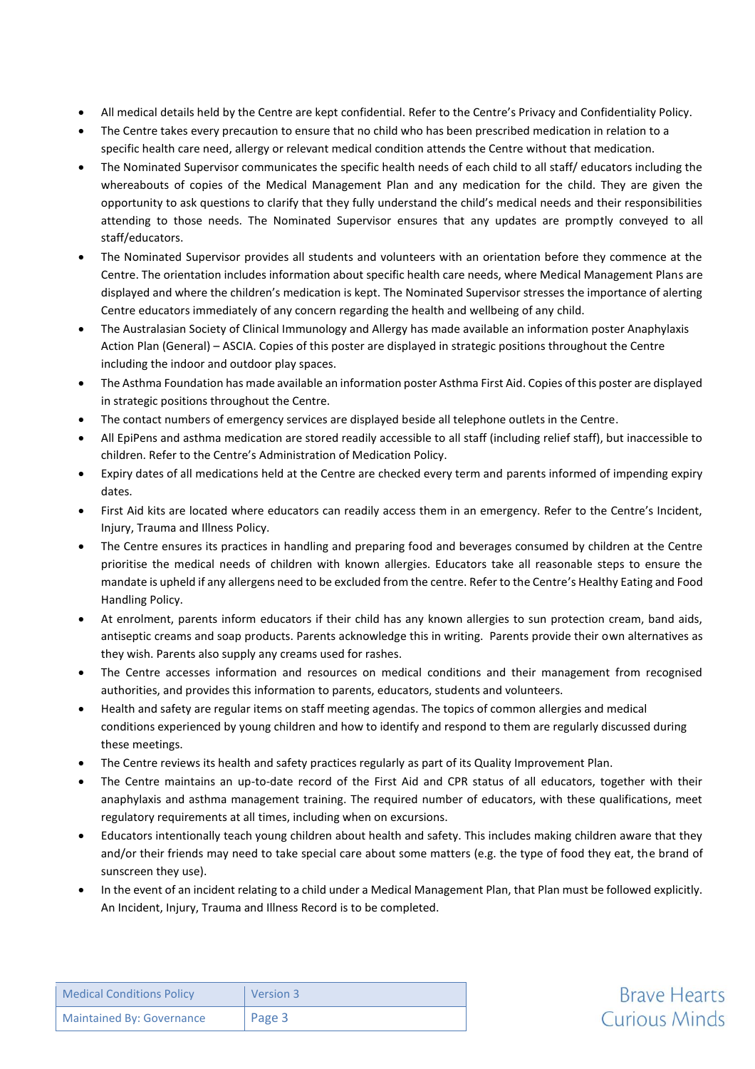- All medical details held by the Centre are kept confidential. Refer to the Centre's Privacy and Confidentiality Policy.
- The Centre takes every precaution to ensure that no child who has been prescribed medication in relation to a specific health care need, allergy or relevant medical condition attends the Centre without that medication.
- The Nominated Supervisor communicates the specific health needs of each child to all staff/ educators including the whereabouts of copies of the Medical Management Plan and any medication for the child. They are given the opportunity to ask questions to clarify that they fully understand the child's medical needs and their responsibilities attending to those needs. The Nominated Supervisor ensures that any updates are promptly conveyed to all staff/educators.
- The Nominated Supervisor provides all students and volunteers with an orientation before they commence at the Centre. The orientation includes information about specific health care needs, where Medical Management Plans are displayed and where the children's medication is kept. The Nominated Supervisor stresses the importance of alerting Centre educators immediately of any concern regarding the health and wellbeing of any child.
- The Australasian Society of Clinical Immunology and Allergy has made available an information poster Anaphylaxis Action Plan (General) – ASCIA. Copies of this poster are displayed in strategic positions throughout the Centre including the indoor and outdoor play spaces.
- The Asthma Foundation has made available an information poster Asthma First Aid. Copies of this poster are displayed in strategic positions throughout the Centre.
- The contact numbers of emergency services are displayed beside all telephone outlets in the Centre.
- All EpiPens and asthma medication are stored readily accessible to all staff (including relief staff), but inaccessible to children. Refer to the Centre's Administration of Medication Policy.
- Expiry dates of all medications held at the Centre are checked every term and parents informed of impending expiry dates.
- First Aid kits are located where educators can readily access them in an emergency. Refer to the Centre's Incident, Injury, Trauma and Illness Policy.
- The Centre ensures its practices in handling and preparing food and beverages consumed by children at the Centre prioritise the medical needs of children with known allergies. Educators take all reasonable steps to ensure the mandate is upheld if any allergens need to be excluded from the centre. Refer to the Centre's Healthy Eating and Food Handling Policy.
- At enrolment, parents inform educators if their child has any known allergies to sun protection cream, band aids, antiseptic creams and soap products. Parents acknowledge this in writing. Parents provide their own alternatives as they wish. Parents also supply any creams used for rashes.
- The Centre accesses information and resources on medical conditions and their management from recognised authorities, and provides this information to parents, educators, students and volunteers.
- Health and safety are regular items on staff meeting agendas. The topics of common allergies and medical conditions experienced by young children and how to identify and respond to them are regularly discussed during these meetings.
- The Centre reviews its health and safety practices regularly as part of its Quality Improvement Plan.
- The Centre maintains an up-to-date record of the First Aid and CPR status of all educators, together with their anaphylaxis and asthma management training. The required number of educators, with these qualifications, meet regulatory requirements at all times, including when on excursions.
- Educators intentionally teach young children about health and safety. This includes making children aware that they and/or their friends may need to take special care about some matters (e.g. the type of food they eat, the brand of sunscreen they use).
- In the event of an incident relating to a child under a Medical Management Plan, that Plan must be followed explicitly. An Incident, Injury, Trauma and Illness Record is to be completed.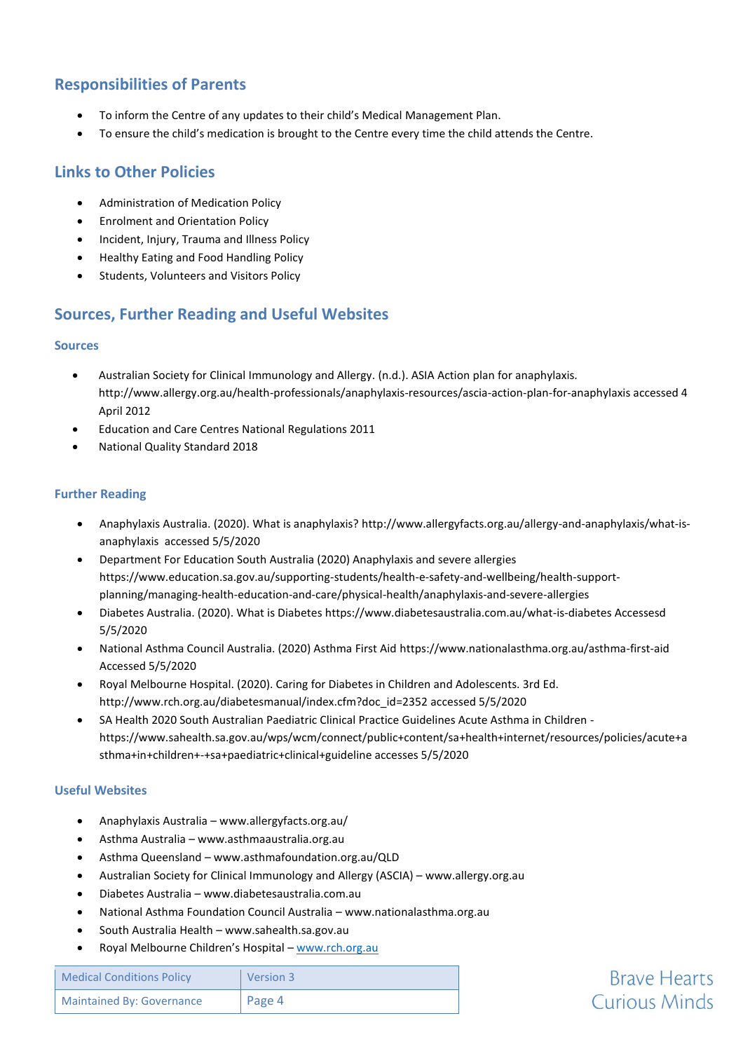## Responsibilities of Parents

- To inform the Centre of any updates to their child's Medical Management Plan.
- To ensure the child's medication is brought to the Centre every time the child attends the Centre.

## Links to Other Policies

- Administration of Medication Policy
- Enrolment and Orientation Policy
- Incident, Injury, Trauma and Illness Policy
- Healthy Eating and Food Handling Policy
- Students, Volunteers and Visitors Policy

## Sources, Further Reading and Useful Websites

### Sources

- Australian Society for Clinical Immunology and Allergy. (n.d.). ASIA Action plan for anaphylaxis. http://www.allergy.org.au/health-professionals/anaphylaxis-resources/ascia-action-plan-for-anaphylaxis accessed 4 April 2012
- Education and Care Centres National Regulations 2011
- National Quality Standard 2018

### Further Reading

- Anaphylaxis Australia. (2020). What is anaphylaxis? http://www.allergyfacts.org.au/allergy-and-anaphylaxis/what-is-anaphylaxis accessed 5/5/2020
- Department For Education South Australia (2020) Anaphylaxis and severe allergies https://www.education.sa.gov.au/supporting-students/health-e-safety-and-wellbeing/health-support-planning/managing-health-education-and-care/physical-health/anaphylaxis-and-severe-allergies
- Diabetes Australia. (2020). What is Diabetes https://www.diabetesaustralia.com.au/what-is-diabetes Accessesd 5/5/2020
- National Asthma Council Australia. (2020) Asthma First Aid https://www.nationalasthma.org.au/asthma-first-aid Accessed 5/5/2020
- Royal Melbourne Hospital. (2020). Caring for Diabetes in Children and Adolescents. 3rd Ed. http://www.rch.org.au/diabetesmanual/index.cfm?doc_id=2352 accessed 5/5/2020
- SA Health 2020 South Australian Paediatric Clinical Practice Guidelines Acute Asthma in Children - https://www.sahealth.sa.gov.au/wps/wcm/connect/public+content/sa+health+internet/resources/policies/acute+asthma+in+children+-+sa+paediatric+clinical+guideline accesses 5/5/2020

### Useful Websites

- Anaphylaxis Australia – www.allergyfacts.org.au/
- Asthma Australia – www.asthmaaustralia.org.au
- Asthma Queensland – www.asthmafoundation.org.au/QLD
- Australian Society for Clinical Immunology and Allergy (ASCIA) – www.allergy.org.au
- Diabetes Australia – www.diabetesaustralia.com.au
- National Asthma Foundation Council Australia – www.nationalasthma.org.au
- South Australia Health – www.sahealth.sa.gov.au
- Royal Melbourne Children's Hospital – www.rch.org.au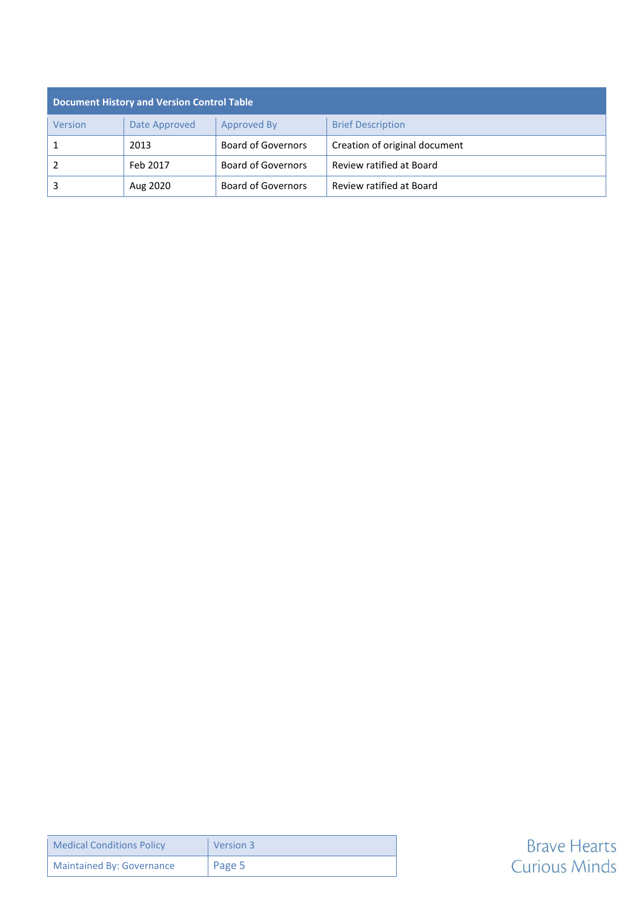| Document History and Version Control Table | | | |
|---|---|---|---|
| Version | Date Approved | Approved By | Brief Description |
| 1 | 2013 | Board of Governors | Creation of original document |
| 2 | Feb 2017 | Board of Governors | Review ratified at Board |
| 3 | Aug 2020 | Board of Governors | Review ratified at Board |